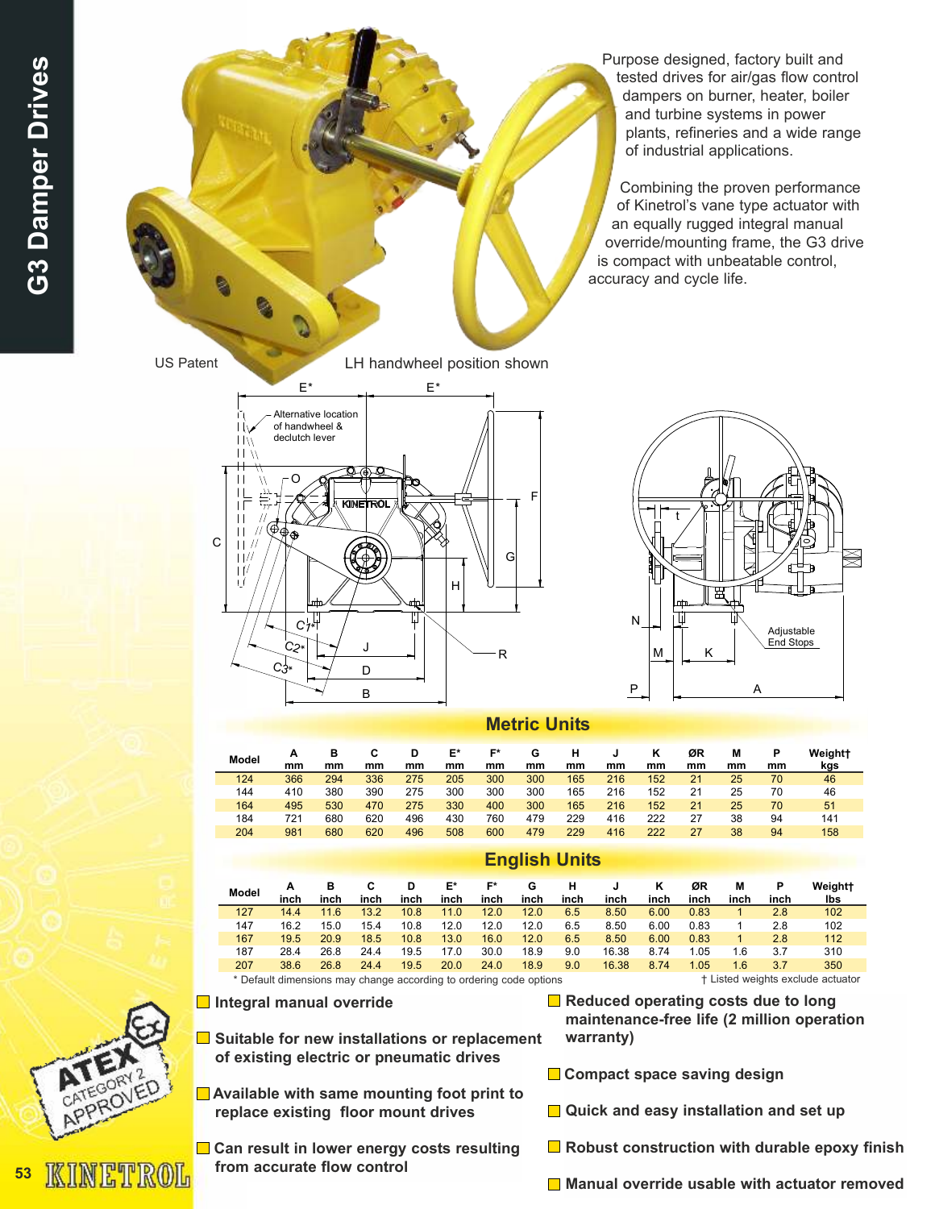# G3 Damper Drives

Purpose designed, factory built and tested drives for air/gas flow control dampers on burner, heater, boiler and turbine systems in power plants, refineries and a wide range of industrial applications.

Combining the proven performance of Kinetrol's vane type actuator with an equally rugged integral manual override/mounting frame, the G3 drive is compact with unbeatable control, accuracy and cycle life.

US Patent

LH handwheel position shown

Alternative location of handwheel & declutch lever

Adjustable End Stops

## Metric Units

| Model | A mm | B mm | C mm | D mm | E* mm | F* mm | G mm | H mm | J mm | K mm | ØR mm | M mm | P mm | Weight† kgs |
|---|---|---|---|---|---|---|---|---|---|---|---|---|---|---|
| 124 | 366 | 294 | 336 | 275 | 205 | 300 | 300 | 165 | 216 | 152 | 21 | 25 | 70 | 46 |
| 144 | 410 | 380 | 390 | 275 | 300 | 300 | 300 | 165 | 216 | 152 | 21 | 25 | 70 | 46 |
| 164 | 495 | 530 | 470 | 275 | 330 | 400 | 300 | 165 | 216 | 152 | 21 | 25 | 70 | 51 |
| 184 | 721 | 680 | 620 | 496 | 430 | 760 | 479 | 229 | 416 | 222 | 27 | 38 | 94 | 141 |
| 204 | 981 | 680 | 620 | 496 | 508 | 600 | 479 | 229 | 416 | 222 | 27 | 38 | 94 | 158 |

## English Units

| Model | A inch | B inch | C inch | D inch | E* inch | F* inch | G inch | H inch | J inch | K inch | ØR inch | M inch | P inch | Weight† lbs |
|---|---|---|---|---|---|---|---|---|---|---|---|---|---|---|
| 127 | 14.4 | 11.6 | 13.2 | 10.8 | 11.0 | 12.0 | 12.0 | 6.5 | 8.50 | 6.00 | 0.83 | 1 | 2.8 | 102 |
| 147 | 16.2 | 15.0 | 15.4 | 10.8 | 12.0 | 12.0 | 12.0 | 6.5 | 8.50 | 6.00 | 0.83 | 1 | 2.8 | 102 |
| 167 | 19.5 | 20.9 | 18.5 | 10.8 | 13.0 | 16.0 | 12.0 | 6.5 | 8.50 | 6.00 | 0.83 | 1 | 2.8 | 112 |
| 187 | 28.4 | 26.8 | 24.4 | 19.5 | 17.0 | 30.0 | 18.9 | 9.0 | 16.38 | 8.74 | 1.05 | 1.6 | 3.7 | 310 |
| 207 | 38.6 | 26.8 | 24.4 | 19.5 | 20.0 | 24.0 | 18.9 | 9.0 | 16.38 | 8.74 | 1.05 | 1.6 | 3.7 | 350 |

\* Default dimensions may change according to ordering code options

† Listed weights exclude actuator

- **Integral manual override**
- **Suitable for new installations or replacement of existing electric or pneumatic drives**
- **Available with same mounting foot print to replace existing floor mount drives**
- **Can result in lower energy costs resulting from accurate flow control**
- **Reduced operating costs due to long maintenance-free life (2 million operation warranty)**
- **Compact space saving design**
- **Quick and easy installation and set up**
- **Robust construction with durable epoxy finish**
- **Manual override usable with actuator removed**

ATEX CATEGORY 2 APPROVED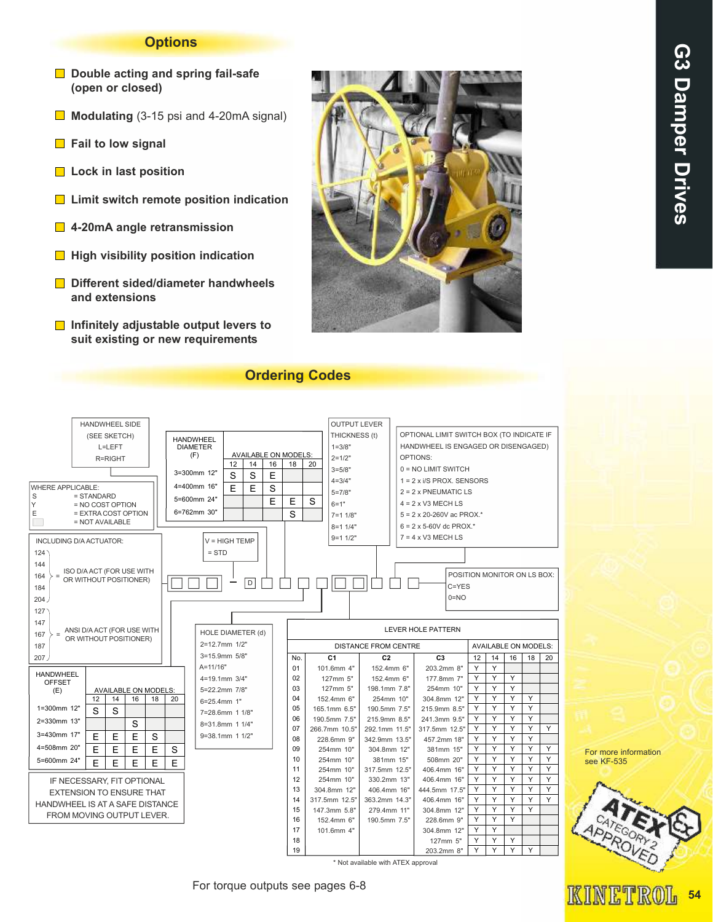## Options

- Double acting and spring fail-safe (open or closed)
- Modulating (3-15 psi and 4-20mA signal)
- Fail to low signal
- Lock in last position
- Limit switch remote position indication
- 4-20mA angle retransmission
- High visibility position indication
- Different sided/diameter handwheels and extensions
- Infinitely adjustable output levers to suit existing or new requirements

## Ordering Codes

HANDWHEEL SIDE (SEE SKETCH)
L=LEFT
R=RIGHT

WHERE APPLICABLE:
S = STANDARD
Y = NO COST OPTION
E = EXTRA COST OPTION
= NOT AVAILABLE

| HANDWHEEL DIAMETER (F) | 12 | 14 | 16 | 18 | 20 |
|---|---|---|---|---|---|
| 3=300mm 12" | S | S | E | | |
| 4=400mm 16" | E | E | S | | |
| 5=600mm 24" | | | E | E | S |
| 6=762mm 30" | | | | S | |

(AVAILABLE ON MODELS)

OUTPUT LEVER THICKNESS (t)
1=3/8"
2=1/2"
3=5/8"
4=3/4"
5=7/8"
6=1"
7=1 1/8"
8=1 1/4"
9=1 1/2"

OPTIONAL LIMIT SWITCH BOX (TO INDICATE IF HANDWHEEL IS ENGAGED OR DISENGAGED)
OPTIONS:
0 = NO LIMIT SWITCH
1 = 2 x i/S PROX. SENSORS
2 = 2 x PNEUMATIC LS
4 = 2 x V3 MECH LS
5 = 2 x 20-260V ac PROX.*
6 = 2 x 5-60V dc PROX.*
7 = 4 x V3 MECH LS

INCLUDING D/A ACTUATOR:
124, 144, 164, 184, 204 = ISO D/A ACT (FOR USE WITH OR WITHOUT POSITIONER)
127, 147, 167, 187, 207 = ANSI D/A ACT (FOR USE WITH OR WITHOUT POSITIONER)

V = HIGH TEMP
= STD

☐☐☐ – D ☐ ☐ ☐ ☐ ☐☐ ☐ ☐ ☐

POSITION MONITOR ON LS BOX:
C=YES
0=NO

| HANDWHEEL OFFSET (E) | 12 | 14 | 16 | 18 | 20 |
|---|---|---|---|---|---|
| 1=300mm 12" | S | S | | | |
| 2=330mm 13" | | | S | | |
| 3=430mm 17" | E | E | E | S | |
| 4=508mm 20" | E | E | E | E | S |
| 5=600mm 24" | E | E | E | E | E |

(AVAILABLE ON MODELS)

IF NECESSARY, FIT OPTIONAL EXTENSION TO ENSURE THAT HANDWHEEL IS AT A SAFE DISTANCE FROM MOVING OUTPUT LEVER.

HOLE DIAMETER (d)
2=12.7mm 1/2"
3=15.9mm 5/8"
A=11/16"
4=19.1mm 3/4"
5=22.2mm 7/8"
6=25.4mm 1"
7=28.6mm 1 1/8"
8=31.8mm 1 1/4"
9=38.1mm 1 1/2"

LEVER HOLE PATTERN

| No. | C1 | C2 | C3 | 12 | 14 | 16 | 18 | 20 |
|---|---|---|---|---|---|---|---|---|
| 01 | 101.6mm 4" | 152.4mm 6" | 203.2mm 8" | Y | Y | | | |
| 02 | 127mm 5" | 152.4mm 6" | 177.8mm 7" | Y | Y | Y | | |
| 03 | 127mm 5" | 198.1mm 7.8" | 254mm 10" | Y | Y | Y | | |
| 04 | 152.4mm 6" | 254mm 10" | 304.8mm 12" | Y | Y | Y | Y | |
| 05 | 165.1mm 6.5" | 190.5mm 7.5" | 215.9mm 8.5" | Y | Y | Y | Y | |
| 06 | 190.5mm 7.5" | 215.9mm 8.5" | 241.3mm 9.5" | Y | Y | Y | Y | |
| 07 | 266.7mm 10.5" | 292.1mm 11.5" | 317.5mm 12.5" | Y | Y | Y | Y | Y |
| 08 | 228.6mm 9" | 342.9mm 13.5" | 457.2mm 18" | Y | Y | Y | Y | |
| 09 | 254mm 10" | 304.8mm 12" | 381mm 15" | Y | Y | Y | Y | Y |
| 10 | 254mm 10" | 381mm 15" | 508mm 20" | Y | Y | Y | Y | Y |
| 11 | 254mm 10" | 317.5mm 12.5" | 406.4mm 16" | Y | Y | Y | Y | Y |
| 12 | 254mm 10" | 330.2mm 13" | 406.4mm 16" | Y | Y | Y | Y | Y |
| 13 | 304.8mm 12" | 406.4mm 16" | 444.5mm 17.5" | Y | Y | Y | Y | Y |
| 14 | 317.5mm 12.5" | 363.2mm 14.3" | 406.4mm 16" | Y | Y | Y | Y | Y |
| 15 | 147.3mm 5.8" | 279.4mm 11" | 304.8mm 12" | Y | Y | Y | Y | |
| 16 | 152.4mm 6" | 190.5mm 7.5" | 228.6mm 9" | Y | Y | Y | | |
| 17 | 101.6mm 4" | | 304.8mm 12" | Y | Y | | | |
| 18 | | | 127mm 5" | Y | Y | Y | | |
| 19 | | | 203.2mm 8" | Y | Y | Y | Y | |

(C1, C2, C3: DISTANCE FROM CENTRE; 12–20: AVAILABLE ON MODELS)

\* Not available with ATEX approval

For torque outputs see pages 6-8

For more information see KF-535

ATEX CATEGORY 2 APPROVED